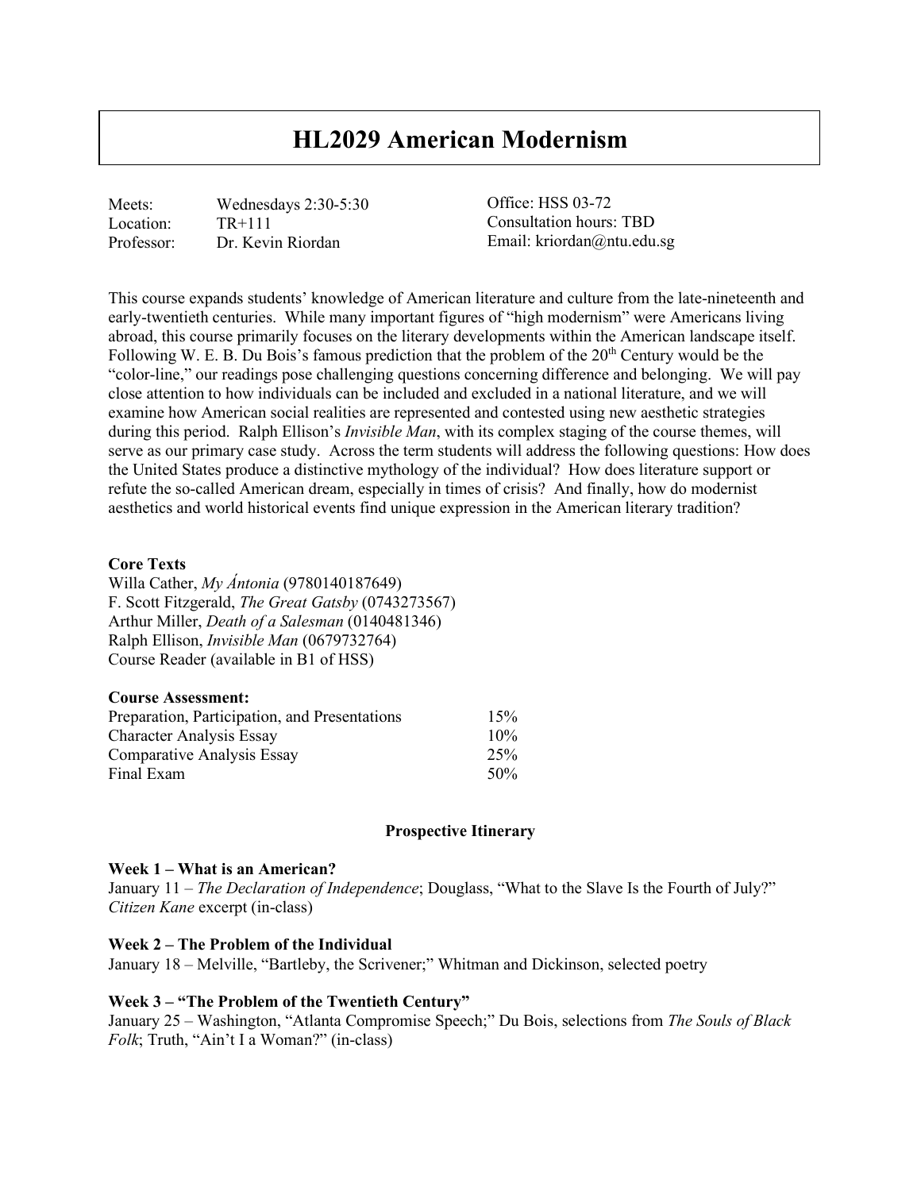# HL2029 American Modernism

| | | |
|---|---|---|
| Meets: | Wednesdays 2:30-5:30 | Office: HSS 03-72 |
| Location: | TR+111 | Consultation hours: TBD |
| Professor: | Dr. Kevin Riordan | Email: kriordan@ntu.edu.sg |

This course expands students' knowledge of American literature and culture from the late-nineteenth and early-twentieth centuries. While many important figures of "high modernism" were Americans living abroad, this course primarily focuses on the literary developments within the American landscape itself. Following W. E. B. Du Bois's famous prediction that the problem of the 20th Century would be the "color-line," our readings pose challenging questions concerning difference and belonging. We will pay close attention to how individuals can be included and excluded in a national literature, and we will examine how American social realities are represented and contested using new aesthetic strategies during this period. Ralph Ellison's *Invisible Man*, with its complex staging of the course themes, will serve as our primary case study. Across the term students will address the following questions: How does the United States produce a distinctive mythology of the individual? How does literature support or refute the so-called American dream, especially in times of crisis? And finally, how do modernist aesthetics and world historical events find unique expression in the American literary tradition?

**Core Texts**
Willa Cather, *My Ántonia* (9780140187649)
F. Scott Fitzgerald, *The Great Gatsby* (0743273567)
Arthur Miller, *Death of a Salesman* (0140481346)
Ralph Ellison, *Invisible Man* (0679732764)
Course Reader (available in B1 of HSS)

**Course Assessment:**

| | |
|---|---|
| Preparation, Participation, and Presentations | 15% |
| Character Analysis Essay | 10% |
| Comparative Analysis Essay | 25% |
| Final Exam | 50% |

**Prospective Itinerary**

**Week 1 – What is an American?**
January 11 – *The Declaration of Independence*; Douglass, "What to the Slave Is the Fourth of July?" *Citizen Kane* excerpt (in-class)

**Week 2 – The Problem of the Individual**
January 18 – Melville, "Bartleby, the Scrivener;" Whitman and Dickinson, selected poetry

**Week 3 – "The Problem of the Twentieth Century"**
January 25 – Washington, "Atlanta Compromise Speech;" Du Bois, selections from *The Souls of Black Folk*; Truth, "Ain't I a Woman?" (in-class)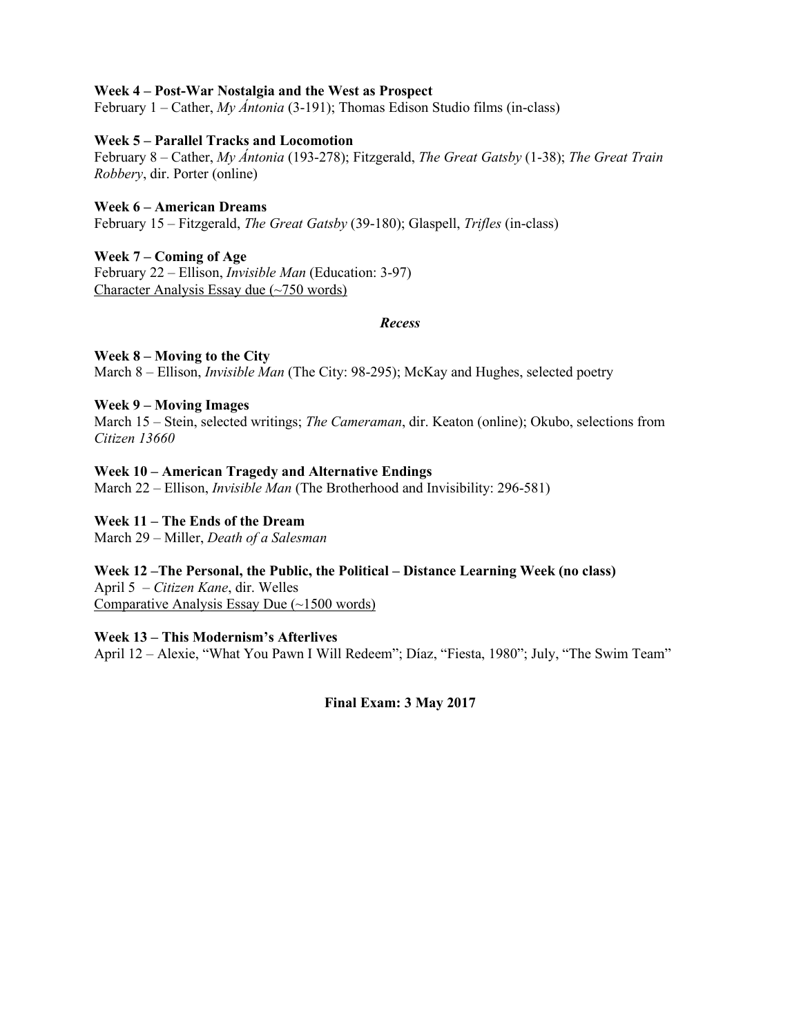**Week 4 – Post-War Nostalgia and the West as Prospect**
February 1 – Cather, *My Ántonia* (3-191); Thomas Edison Studio films (in-class)

**Week 5 – Parallel Tracks and Locomotion**
February 8 – Cather, *My Ántonia* (193-278); Fitzgerald, *The Great Gatsby* (1-38); *The Great Train Robbery*, dir. Porter (online)

**Week 6 – American Dreams**
February 15 – Fitzgerald, *The Great Gatsby* (39-180); Glaspell, *Trifles* (in-class)

**Week 7 – Coming of Age**
February 22 – Ellison, *Invisible Man* (Education: 3-97)
<u>Character Analysis Essay due (~750 words)</u>

***Recess***

**Week 8 – Moving to the City**
March 8 – Ellison, *Invisible Man* (The City: 98-295); McKay and Hughes, selected poetry

**Week 9 – Moving Images**
March 15 – Stein, selected writings; *The Cameraman*, dir. Keaton (online); Okubo, selections from *Citizen 13660*

**Week 10 – American Tragedy and Alternative Endings**
March 22 – Ellison, *Invisible Man* (The Brotherhood and Invisibility: 296-581)

**Week 11 – The Ends of the Dream**
March 29 – Miller, *Death of a Salesman*

**Week 12 –The Personal, the Public, the Political – Distance Learning Week (no class)**
April 5 – *Citizen Kane*, dir. Welles
<u>Comparative Analysis Essay Due (~1500 words)</u>

**Week 13 – This Modernism's Afterlives**
April 12 – Alexie, "What You Pawn I Will Redeem"; Díaz, "Fiesta, 1980"; July, "The Swim Team"

**Final Exam: 3 May 2017**